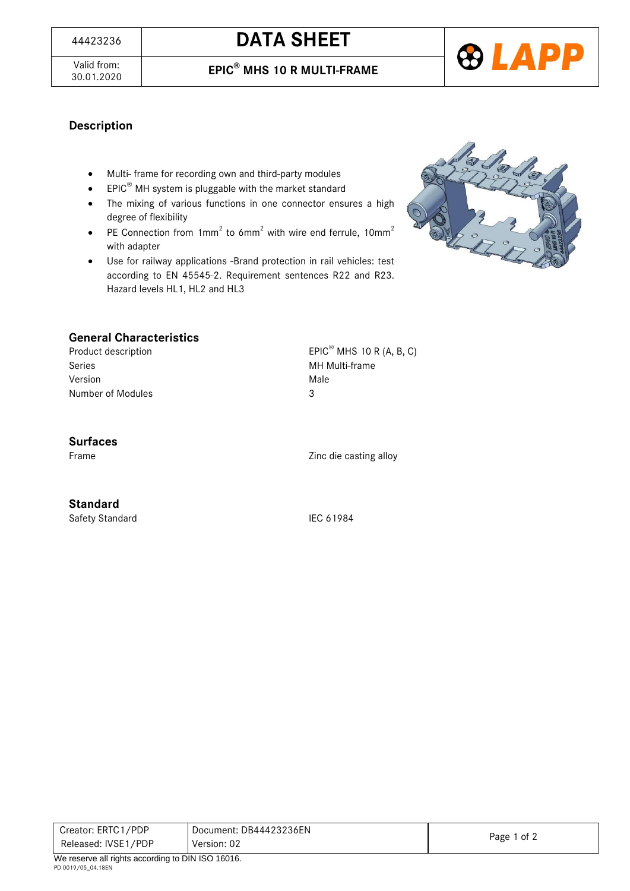| 44423236 | DATA SHEET |
|---|---|
| Valid from: 30.01.2020 | EPIC® MHS 10 R MULTI-FRAME |

## Description

- Multi- frame for recording own and third-party modules
- EPIC® MH system is pluggable with the market standard
- The mixing of various functions in one connector ensures a high degree of flexibility
- PE Connection from 1mm$^2$ to 6mm$^2$ with wire end ferrule, 10mm$^2$ with adapter
- Use for railway applications -Brand protection in rail vehicles: test according to EN 45545-2. Requirement sentences R22 and R23. Hazard levels HL1, HL2 and HL3

## General Characteristics

| | |
|---|---|
| Product description | EPIC® MHS 10 R (A, B, C) |
| Series | MH Multi-frame |
| Version | Male |
| Number of Modules | 3 |

## Surfaces

| | |
|---|---|
| Frame | Zinc die casting alloy |

## Standard

| | |
|---|---|
| Safety Standard | IEC 61984 |

| Creator: ERTC1/PDP | Document: DB44423236EN |
|---|---|
| Released: IVSE1/PDP | Version: 02 |

We reserve all rights according to DIN ISO 16016.

PD 0019/05_04.18EN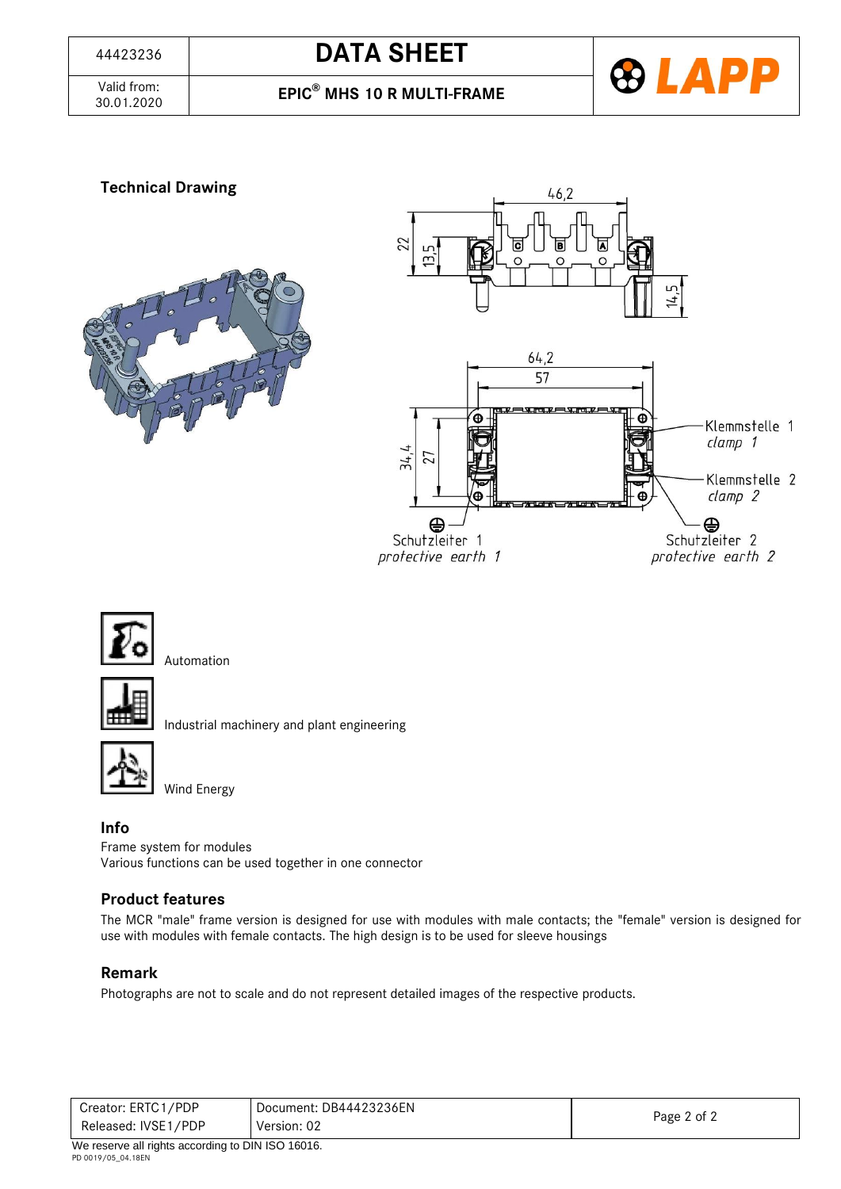# DATA SHEET

44423236

Valid from: 30.01.2020

**EPIC® MHS 10 R MULTI-FRAME**

## Technical Drawing

46,2

22

13,5

C B A

14,5

64,2

57

34,4

27

Klemmstelle 1
*clamp 1*

Klemmstelle 2
*clamp 2*

Schutzleiter 1
*protective earth 1*

Schutzleiter 2
*protective earth 2*

Automation

Industrial machinery and plant engineering

Wind Energy

## Info

Frame system for modules
Various functions can be used together in one connector

## Product features

The MCR "male" frame version is designed for use with modules with male contacts; the "female" version is designed for use with modules with female contacts. The high design is to be used for sleeve housings

## Remark

Photographs are not to scale and do not represent detailed images of the respective products.

| | |
|---|---|
| Creator: ERTC1/PDP | Document: DB44423236EN |
| Released: IVSE1/PDP | Version: 02 |

We reserve all rights according to DIN ISO 16016.
PD 0019/05_04.18EN